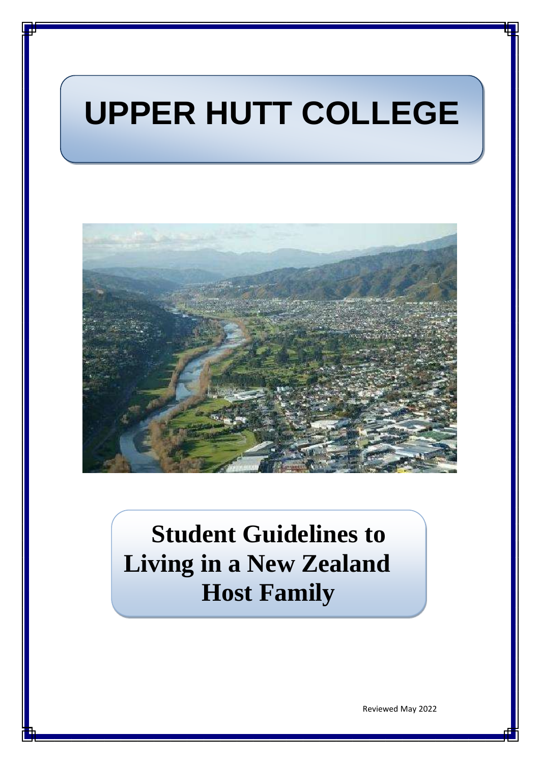# UPPER HUTT COLLEGE

## Student Guidelines to Living in a New Zealand Host Family

Reviewed May 2022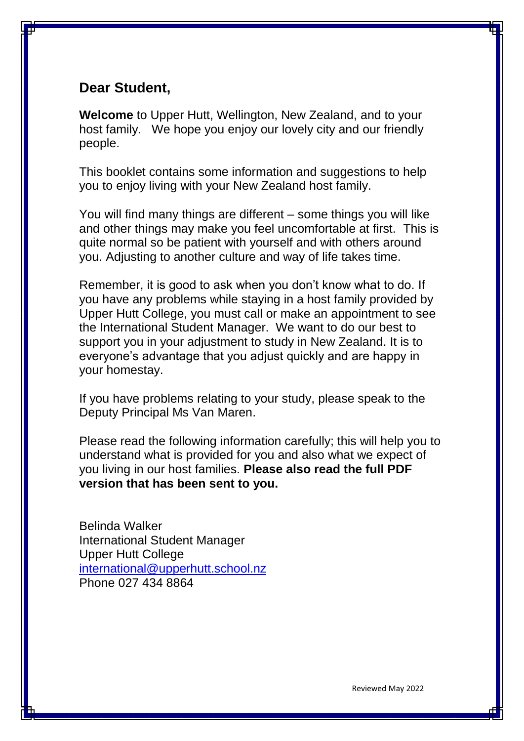## Dear Student,

**Welcome** to Upper Hutt, Wellington, New Zealand, and to your host family. We hope you enjoy our lovely city and our friendly people.

This booklet contains some information and suggestions to help you to enjoy living with your New Zealand host family.

You will find many things are different – some things you will like and other things may make you feel uncomfortable at first. This is quite normal so be patient with yourself and with others around you. Adjusting to another culture and way of life takes time.

Remember, it is good to ask when you don't know what to do. If you have any problems while staying in a host family provided by Upper Hutt College, you must call or make an appointment to see the International Student Manager. We want to do our best to support you in your adjustment to study in New Zealand. It is to everyone's advantage that you adjust quickly and are happy in your homestay.

If you have problems relating to your study, please speak to the Deputy Principal Ms Van Maren.

Please read the following information carefully; this will help you to understand what is provided for you and also what we expect of you living in our host families. **Please also read the full PDF version that has been sent to you.**

Belinda Walker
International Student Manager
Upper Hutt College
international@upperhutt.school.nz
Phone 027 434 8864

Reviewed May 2022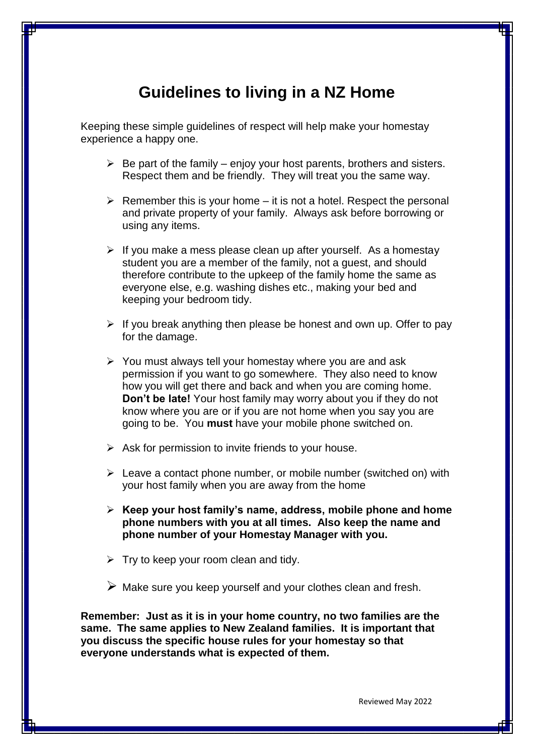# Guidelines to living in a NZ Home

Keeping these simple guidelines of respect will help make your homestay experience a happy one.

- Be part of the family – enjoy your host parents, brothers and sisters. Respect them and be friendly. They will treat you the same way.
- Remember this is your home – it is not a hotel. Respect the personal and private property of your family. Always ask before borrowing or using any items.
- If you make a mess please clean up after yourself. As a homestay student you are a member of the family, not a guest, and should therefore contribute to the upkeep of the family home the same as everyone else, e.g. washing dishes etc., making your bed and keeping your bedroom tidy.
- If you break anything then please be honest and own up. Offer to pay for the damage.
- You must always tell your homestay where you are and ask permission if you want to go somewhere. They also need to know how you will get there and back and when you are coming home. **Don't be late!** Your host family may worry about you if they do not know where you are or if you are not home when you say you are going to be. You **must** have your mobile phone switched on.
- Ask for permission to invite friends to your house.
- Leave a contact phone number, or mobile number (switched on) with your host family when you are away from the home
- **Keep your host family's name, address, mobile phone and home phone numbers with you at all times. Also keep the name and phone number of your Homestay Manager with you.**
- Try to keep your room clean and tidy.
- Make sure you keep yourself and your clothes clean and fresh.

**Remember: Just as it is in your home country, no two families are the same. The same applies to New Zealand families. It is important that you discuss the specific house rules for your homestay so that everyone understands what is expected of them.**

Reviewed May 2022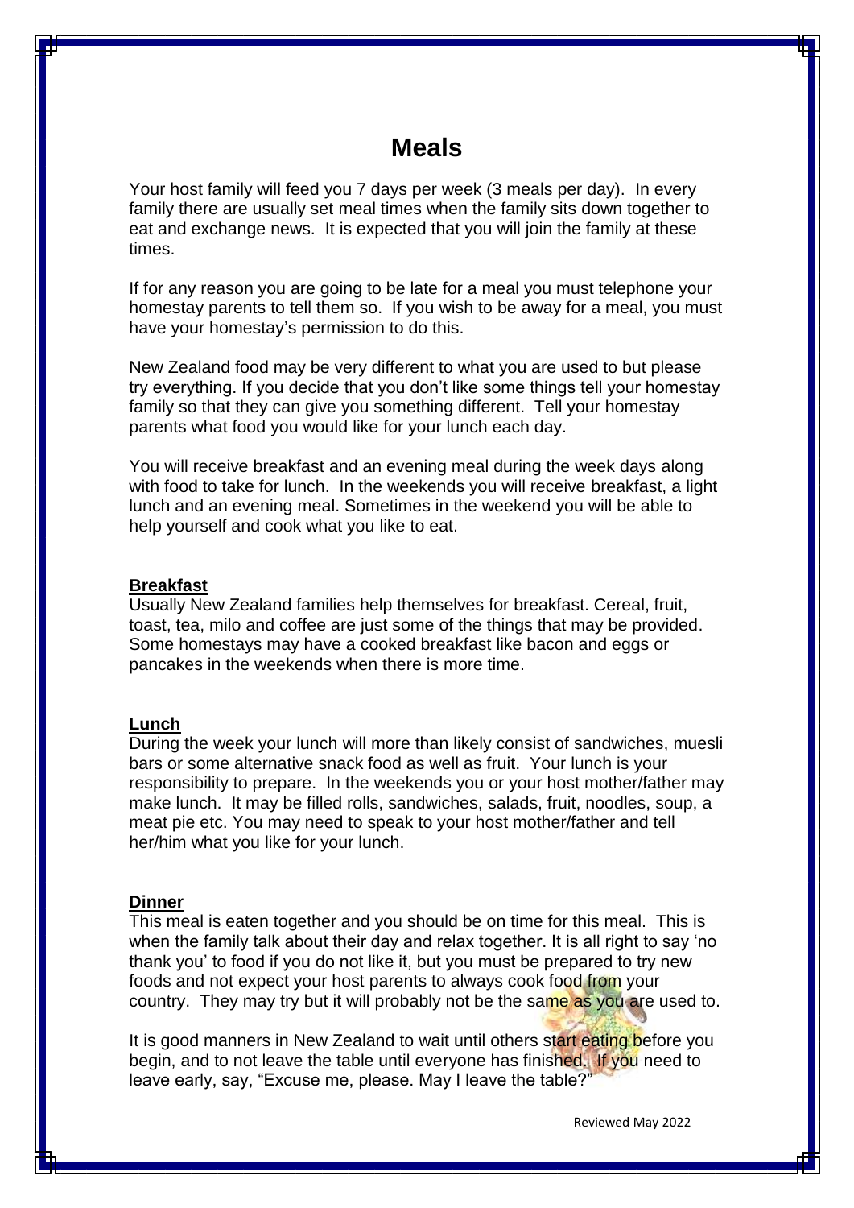# Meals

Your host family will feed you 7 days per week (3 meals per day). In every family there are usually set meal times when the family sits down together to eat and exchange news. It is expected that you will join the family at these times.

If for any reason you are going to be late for a meal you must telephone your homestay parents to tell them so. If you wish to be away for a meal, you must have your homestay's permission to do this.

New Zealand food may be very different to what you are used to but please try everything. If you decide that you don't like some things tell your homestay family so that they can give you something different. Tell your homestay parents what food you would like for your lunch each day.

You will receive breakfast and an evening meal during the week days along with food to take for lunch. In the weekends you will receive breakfast, a light lunch and an evening meal. Sometimes in the weekend you will be able to help yourself and cook what you like to eat.

## Breakfast

Usually New Zealand families help themselves for breakfast. Cereal, fruit, toast, tea, milo and coffee are just some of the things that may be provided. Some homestays may have a cooked breakfast like bacon and eggs or pancakes in the weekends when there is more time.

## Lunch

During the week your lunch will more than likely consist of sandwiches, muesli bars or some alternative snack food as well as fruit. Your lunch is your responsibility to prepare. In the weekends you or your host mother/father may make lunch. It may be filled rolls, sandwiches, salads, fruit, noodles, soup, a meat pie etc. You may need to speak to your host mother/father and tell her/him what you like for your lunch.

## Dinner

This meal is eaten together and you should be on time for this meal. This is when the family talk about their day and relax together. It is all right to say 'no thank you' to food if you do not like it, but you must be prepared to try new foods and not expect your host parents to always cook food from your country. They may try but it will probably not be the same as you are used to.

It is good manners in New Zealand to wait until others start eating before you begin, and to not leave the table until everyone has finished. If you need to leave early, say, "Excuse me, please. May I leave the table?"

Reviewed May 2022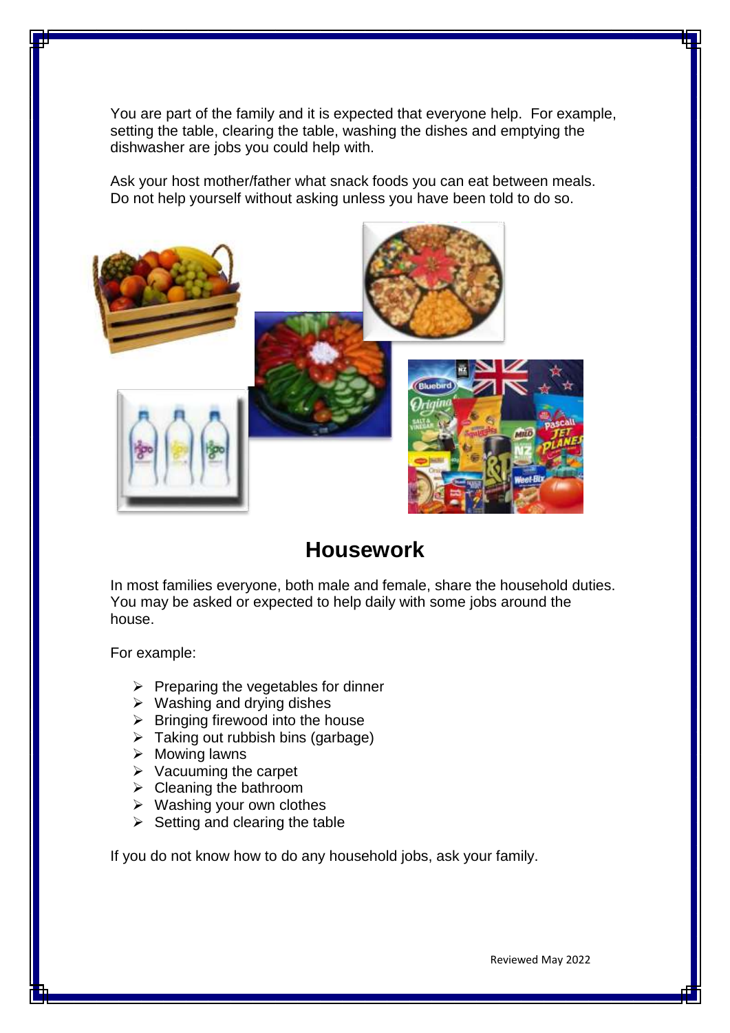You are part of the family and it is expected that everyone help. For example, setting the table, clearing the table, washing the dishes and emptying the dishwasher are jobs you could help with.

Ask your host mother/father what snack foods you can eat between meals. Do not help yourself without asking unless you have been told to do so.

## Housework

In most families everyone, both male and female, share the household duties. You may be asked or expected to help daily with some jobs around the house.

For example:

- Preparing the vegetables for dinner
- Washing and drying dishes
- Bringing firewood into the house
- Taking out rubbish bins (garbage)
- Mowing lawns
- Vacuuming the carpet
- Cleaning the bathroom
- Washing your own clothes
- Setting and clearing the table

If you do not know how to do any household jobs, ask your family.

Reviewed May 2022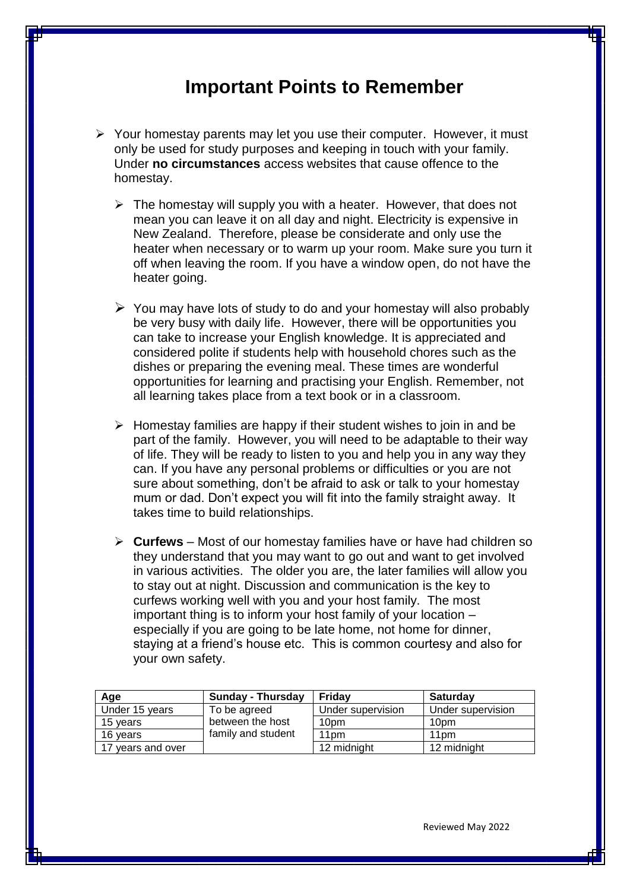# Important Points to Remember

- Your homestay parents may let you use their computer. However, it must only be used for study purposes and keeping in touch with your family. Under **no circumstances** access websites that cause offence to the homestay.
  - The homestay will supply you with a heater. However, that does not mean you can leave it on all day and night. Electricity is expensive in New Zealand. Therefore, please be considerate and only use the heater when necessary or to warm up your room. Make sure you turn it off when leaving the room. If you have a window open, do not have the heater going.
  - You may have lots of study to do and your homestay will also probably be very busy with daily life. However, there will be opportunities you can take to increase your English knowledge. It is appreciated and considered polite if students help with household chores such as the dishes or preparing the evening meal. These times are wonderful opportunities for learning and practising your English. Remember, not all learning takes place from a text book or in a classroom.
  - Homestay families are happy if their student wishes to join in and be part of the family. However, you will need to be adaptable to their way of life. They will be ready to listen to you and help you in any way they can. If you have any personal problems or difficulties or you are not sure about something, don't be afraid to ask or talk to your homestay mum or dad. Don't expect you will fit into the family straight away. It takes time to build relationships.
  - **Curfews** – Most of our homestay families have or have had children so they understand that you may want to go out and want to get involved in various activities. The older you are, the later families will allow you to stay out at night. Discussion and communication is the key to curfews working well with you and your host family. The most important thing is to inform your host family of your location – especially if you are going to be late home, not home for dinner, staying at a friend's house etc. This is common courtesy and also for your own safety.

| Age | Sunday - Thursday | Friday | Saturday |
|---|---|---|---|
| Under 15 years | To be agreed between the host family and student | Under supervision | Under supervision |
| 15 years | | 10pm | 10pm |
| 16 years | | 11pm | 11pm |
| 17 years and over | | 12 midnight | 12 midnight |

Reviewed May 2022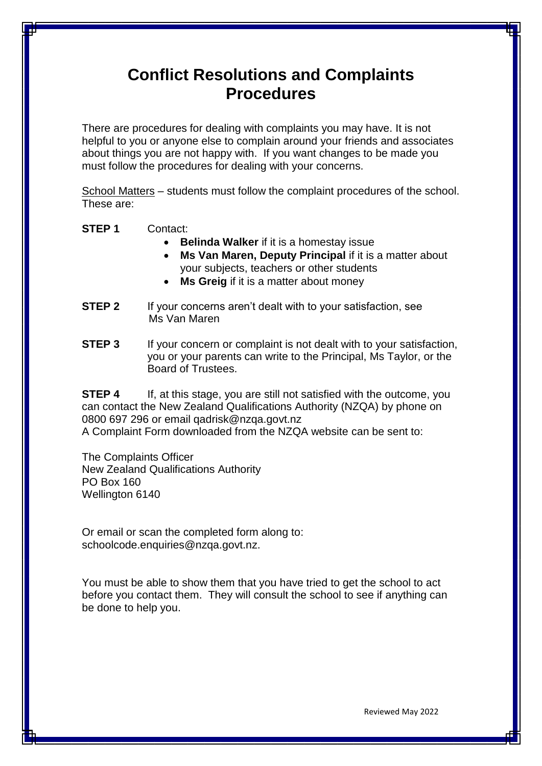# Conflict Resolutions and Complaints Procedures

There are procedures for dealing with complaints you may have. It is not helpful to you or anyone else to complain around your friends and associates about things you are not happy with. If you want changes to be made you must follow the procedures for dealing with your concerns.

School Matters – students must follow the complaint procedures of the school. These are:

**STEP 1** Contact:

- **Belinda Walker** if it is a homestay issue
- **Ms Van Maren, Deputy Principal** if it is a matter about your subjects, teachers or other students
- **Ms Greig** if it is a matter about money

**STEP 2** If your concerns aren't dealt with to your satisfaction, see Ms Van Maren

**STEP 3** If your concern or complaint is not dealt with to your satisfaction, you or your parents can write to the Principal, Ms Taylor, or the Board of Trustees.

**STEP 4** If, at this stage, you are still not satisfied with the outcome, you can contact the New Zealand Qualifications Authority (NZQA) by phone on 0800 697 296 or email qadrisk@nzqa.govt.nz
A Complaint Form downloaded from the NZQA website can be sent to:

The Complaints Officer
New Zealand Qualifications Authority
PO Box 160
Wellington 6140

Or email or scan the completed form along to:
schoolcode.enquiries@nzqa.govt.nz.

You must be able to show them that you have tried to get the school to act before you contact them. They will consult the school to see if anything can be done to help you.

Reviewed May 2022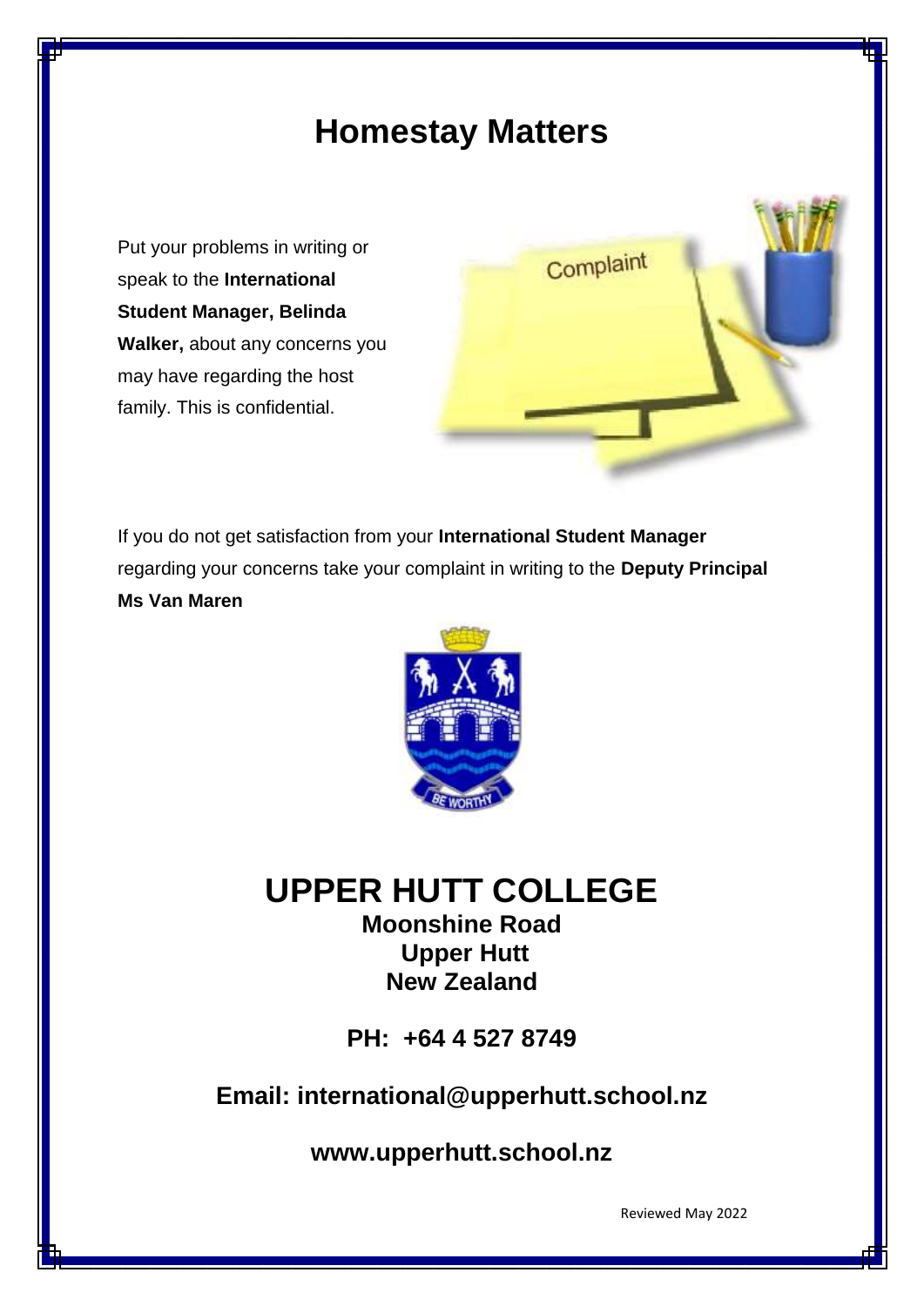# Homestay Matters

Put your problems in writing or speak to the **International Student Manager, Belinda Walker,** about any concerns you may have regarding the host family. This is confidential.

If you do not get satisfaction from your **International Student Manager** regarding your concerns take your complaint in writing to the **Deputy Principal Ms Van Maren**

# UPPER HUTT COLLEGE

**Moonshine Road**
**Upper Hutt**
**New Zealand**

**PH: +64 4 527 8749**

**Email: international@upperhutt.school.nz**

**www.upperhutt.school.nz**

Reviewed May 2022